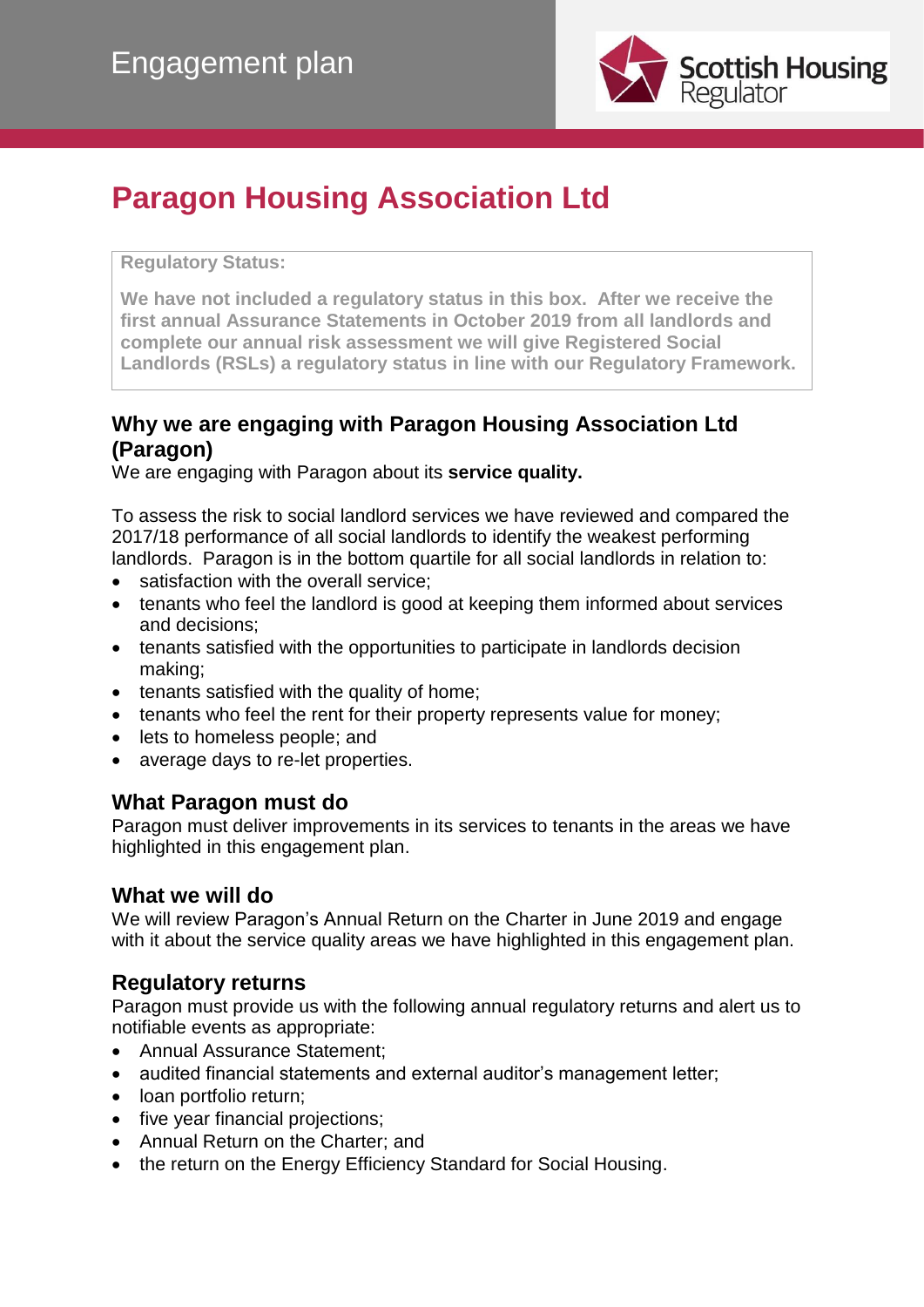Engagement plan

Scottish Housing Regulator

# Paragon Housing Association Ltd

**Regulatory Status:**

**We have not included a regulatory status in this box. After we receive the first annual Assurance Statements in October 2019 from all landlords and complete our annual risk assessment we will give Registered Social Landlords (RSLs) a regulatory status in line with our Regulatory Framework.**

## Why we are engaging with Paragon Housing Association Ltd (Paragon)

We are engaging with Paragon about its **service quality.**

To assess the risk to social landlord services we have reviewed and compared the 2017/18 performance of all social landlords to identify the weakest performing landlords. Paragon is in the bottom quartile for all social landlords in relation to:

- satisfaction with the overall service;
- tenants who feel the landlord is good at keeping them informed about services and decisions;
- tenants satisfied with the opportunities to participate in landlords decision making;
- tenants satisfied with the quality of home;
- tenants who feel the rent for their property represents value for money;
- lets to homeless people; and
- average days to re-let properties.

## What Paragon must do

Paragon must deliver improvements in its services to tenants in the areas we have highlighted in this engagement plan.

## What we will do

We will review Paragon's Annual Return on the Charter in June 2019 and engage with it about the service quality areas we have highlighted in this engagement plan.

## Regulatory returns

Paragon must provide us with the following annual regulatory returns and alert us to notifiable events as appropriate:

- Annual Assurance Statement;
- audited financial statements and external auditor's management letter;
- loan portfolio return;
- five year financial projections;
- Annual Return on the Charter; and
- the return on the Energy Efficiency Standard for Social Housing.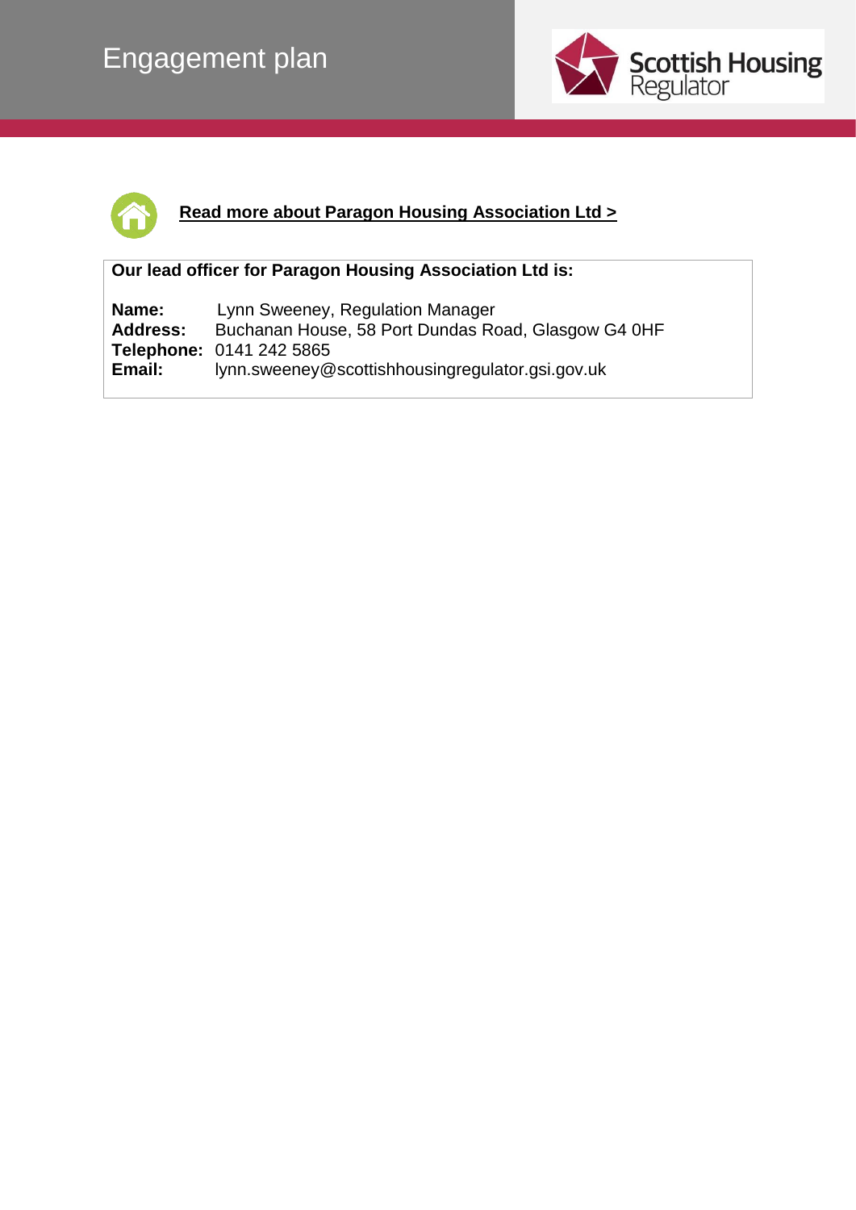# Engagement plan

**Read more about Paragon Housing Association Ltd >**

**Our lead officer for Paragon Housing Association Ltd is:**

**Name:** Lynn Sweeney, Regulation Manager
**Address:** Buchanan House, 58 Port Dundas Road, Glasgow G4 0HF
**Telephone:** 0141 242 5865
**Email:** lynn.sweeney@scottishhousingregulator.gsi.gov.uk